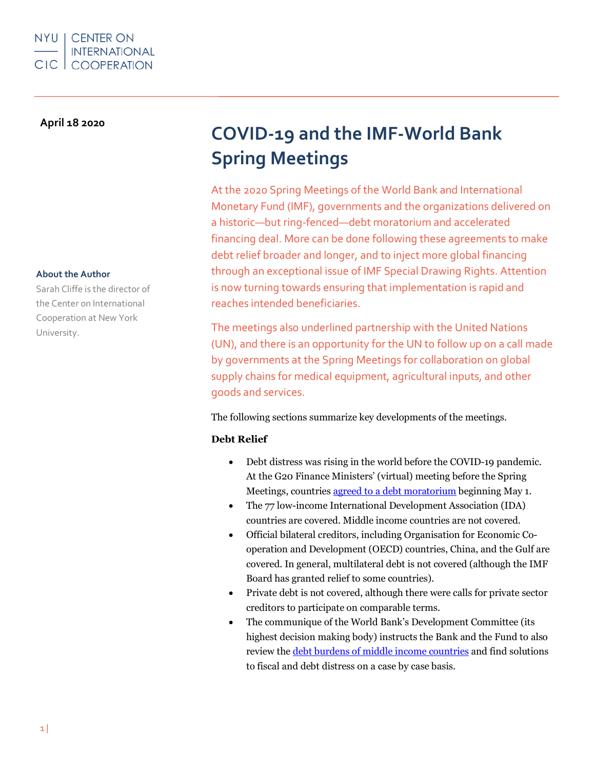NYU CIC | CENTER ON INTERNATIONAL COOPERATION

**April 18 2020**

# COVID-19 and the IMF-World Bank Spring Meetings

At the 2020 Spring Meetings of the World Bank and International Monetary Fund (IMF), governments and the organizations delivered on a historic—but ring-fenced—debt moratorium and accelerated financing deal. More can be done following these agreements to make debt relief broader and longer, and to inject more global financing through an exceptional issue of IMF Special Drawing Rights. Attention is now turning towards ensuring that implementation is rapid and reaches intended beneficiaries.

The meetings also underlined partnership with the United Nations (UN), and there is an opportunity for the UN to follow up on a call made by governments at the Spring Meetings for collaboration on global supply chains for medical equipment, agricultural inputs, and other goods and services.

**About the Author**
Sarah Cliffe is the director of the Center on International Cooperation at New York University.

The following sections summarize key developments of the meetings.

**Debt Relief**

- Debt distress was rising in the world before the COVID-19 pandemic. At the G20 Finance Ministers' (virtual) meeting before the Spring Meetings, countries [agreed to a debt moratorium]() beginning May 1.
- The 77 low-income International Development Association (IDA) countries are covered. Middle income countries are not covered.
- Official bilateral creditors, including Organisation for Economic Co-operation and Development (OECD) countries, China, and the Gulf are covered. In general, multilateral debt is not covered (although the IMF Board has granted relief to some countries).
- Private debt is not covered, although there were calls for private sector creditors to participate on comparable terms.
- The communique of the World Bank's Development Committee (its highest decision making body) instructs the Bank and the Fund to also review the [debt burdens of middle income countries]() and find solutions to fiscal and debt distress on a case by case basis.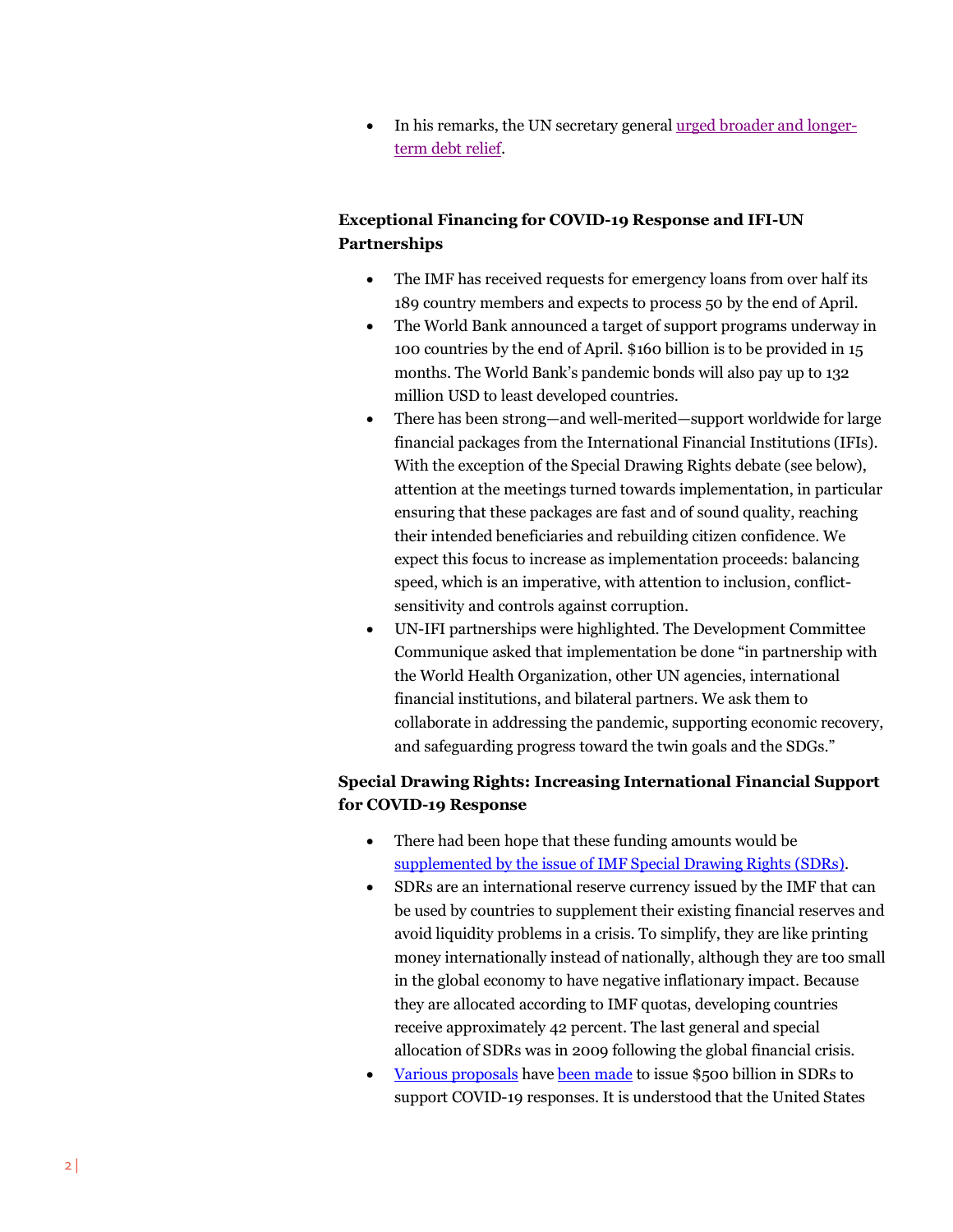- In his remarks, the UN secretary general urged broader and longer-term debt relief.

**Exceptional Financing for COVID-19 Response and IFI-UN Partnerships**

- The IMF has received requests for emergency loans from over half its 189 country members and expects to process 50 by the end of April.
- The World Bank announced a target of support programs underway in 100 countries by the end of April. $160 billion is to be provided in 15 months. The World Bank's pandemic bonds will also pay up to 132 million USD to least developed countries.
- There has been strong—and well-merited—support worldwide for large financial packages from the International Financial Institutions (IFIs). With the exception of the Special Drawing Rights debate (see below), attention at the meetings turned towards implementation, in particular ensuring that these packages are fast and of sound quality, reaching their intended beneficiaries and rebuilding citizen confidence. We expect this focus to increase as implementation proceeds: balancing speed, which is an imperative, with attention to inclusion, conflict-sensitivity and controls against corruption.
- UN-IFI partnerships were highlighted. The Development Committee Communique asked that implementation be done "in partnership with the World Health Organization, other UN agencies, international financial institutions, and bilateral partners. We ask them to collaborate in addressing the pandemic, supporting economic recovery, and safeguarding progress toward the twin goals and the SDGs."

**Special Drawing Rights: Increasing International Financial Support for COVID-19 Response**

- There had been hope that these funding amounts would be supplemented by the issue of IMF Special Drawing Rights (SDRs).
- SDRs are an international reserve currency issued by the IMF that can be used by countries to supplement their existing financial reserves and avoid liquidity problems in a crisis. To simplify, they are like printing money internationally instead of nationally, although they are too small in the global economy to have negative inflationary impact. Because they are allocated according to IMF quotas, developing countries receive approximately 42 percent. The last general and special allocation of SDRs was in 2009 following the global financial crisis.
- Various proposals have been made to issue $500 billion in SDRs to support COVID-19 responses. It is understood that the United States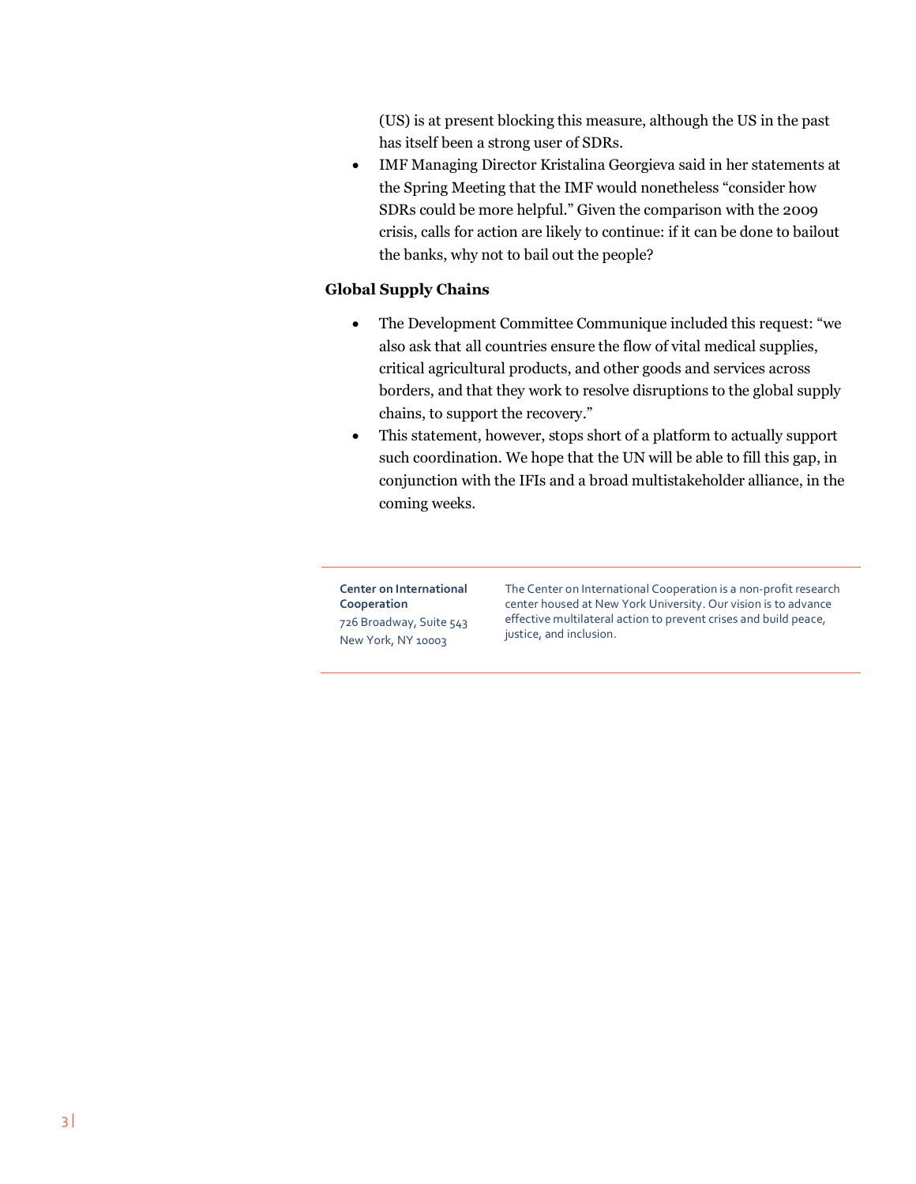(US) is at present blocking this measure, although the US in the past has itself been a strong user of SDRs.

- IMF Managing Director Kristalina Georgieva said in her statements at the Spring Meeting that the IMF would nonetheless "consider how SDRs could be more helpful." Given the comparison with the 2009 crisis, calls for action are likely to continue: if it can be done to bailout the banks, why not to bail out the people?

**Global Supply Chains**

- The Development Committee Communique included this request: "we also ask that all countries ensure the flow of vital medical supplies, critical agricultural products, and other goods and services across borders, and that they work to resolve disruptions to the global supply chains, to support the recovery."
- This statement, however, stops short of a platform to actually support such coordination. We hope that the UN will be able to fill this gap, in conjunction with the IFIs and a broad multistakeholder alliance, in the coming weeks.

---

**Center on International Cooperation**
726 Broadway, Suite 543
New York, NY 10003

The Center on International Cooperation is a non-profit research center housed at New York University. Our vision is to advance effective multilateral action to prevent crises and build peace, justice, and inclusion.